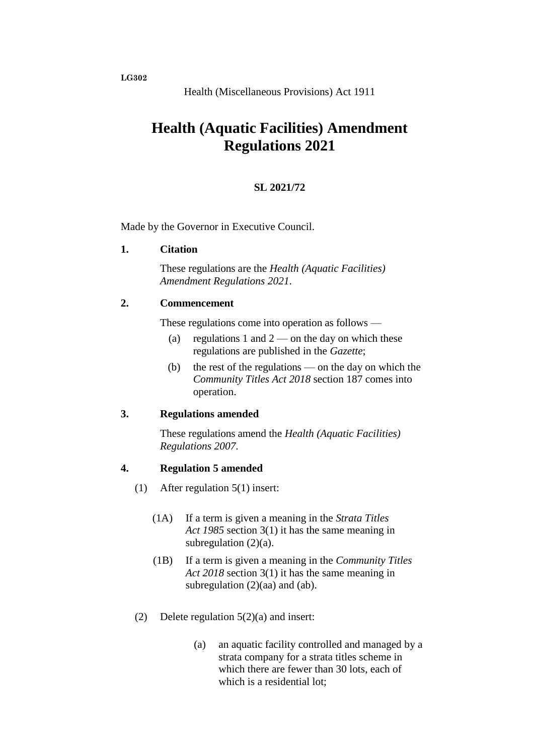LG302

Health (Miscellaneous Provisions) Act 1911

# Health (Aquatic Facilities) Amendment Regulations 2021

**SL 2021/72**

Made by the Governor in Executive Council.

## 1. Citation

These regulations are the *Health (Aquatic Facilities) Amendment Regulations 2021*.

## 2. Commencement

These regulations come into operation as follows —

(a) regulations 1 and 2 — on the day on which these regulations are published in the *Gazette*;

(b) the rest of the regulations — on the day on which the *Community Titles Act 2018* section 187 comes into operation.

## 3. Regulations amended

These regulations amend the *Health (Aquatic Facilities) Regulations 2007*.

## 4. Regulation 5 amended

(1) After regulation 5(1) insert:

> (1A) If a term is given a meaning in the *Strata Titles Act 1985* section 3(1) it has the same meaning in subregulation (2)(a).
>
> (1B) If a term is given a meaning in the *Community Titles Act 2018* section 3(1) it has the same meaning in subregulation (2)(aa) and (ab).

(2) Delete regulation 5(2)(a) and insert:

> (a) an aquatic facility controlled and managed by a strata company for a strata titles scheme in which there are fewer than 30 lots, each of which is a residential lot;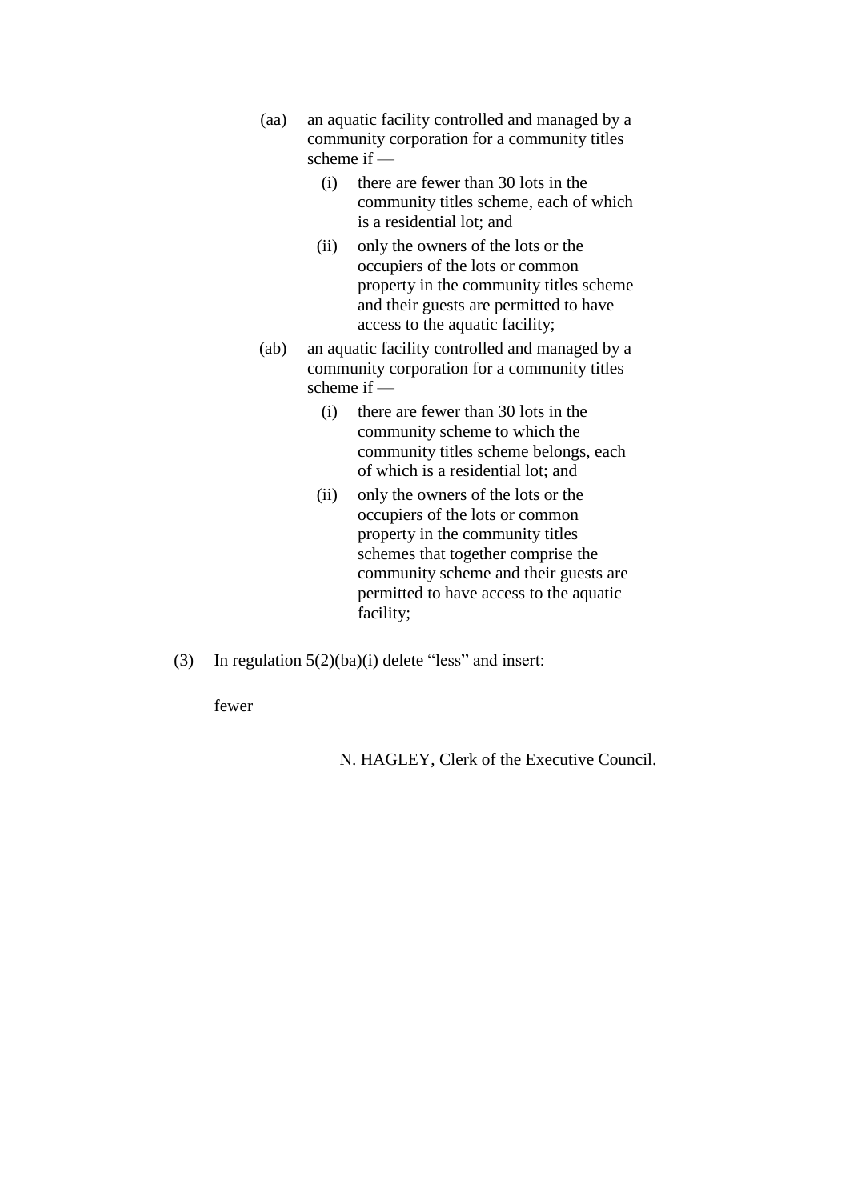(aa) an aquatic facility controlled and managed by a community corporation for a community titles scheme if —

  (i) there are fewer than 30 lots in the community titles scheme, each of which is a residential lot; and

  (ii) only the owners of the lots or the occupiers of the lots or common property in the community titles scheme and their guests are permitted to have access to the aquatic facility;

(ab) an aquatic facility controlled and managed by a community corporation for a community titles scheme if —

  (i) there are fewer than 30 lots in the community scheme to which the community titles scheme belongs, each of which is a residential lot; and

  (ii) only the owners of the lots or the occupiers of the lots or common property in the community titles schemes that together comprise the community scheme and their guests are permitted to have access to the aquatic facility;

(3) In regulation 5(2)(ba)(i) delete "less" and insert:

fewer

N. HAGLEY, Clerk of the Executive Council.